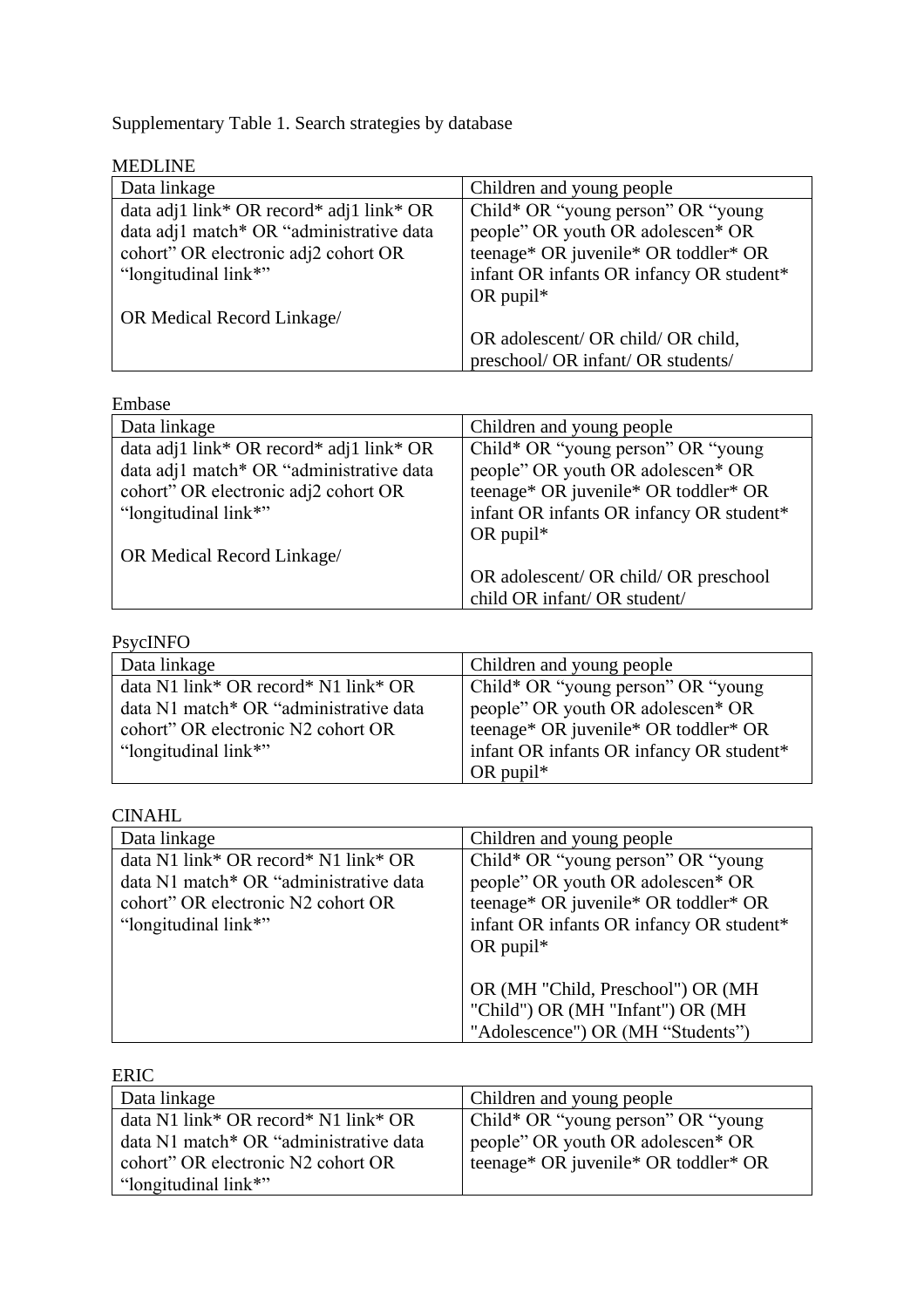Supplementary Table 1. Search strategies by database

MEDLINE

| Data linkage | Children and young people |
|---|---|
| data adj1 link* OR record* adj1 link* OR data adj1 match* OR “administrative data cohort” OR electronic adj2 cohort OR “longitudinal link*”<br><br>OR Medical Record Linkage/ | Child* OR “young person” OR “young people” OR youth OR adolescen* OR teenage* OR juvenile* OR toddler* OR infant OR infants OR infancy OR student* OR pupil*<br><br>OR adolescent/ OR child/ OR child, preschool/ OR infant/ OR students/ |

Embase

| Data linkage | Children and young people |
|---|---|
| data adj1 link* OR record* adj1 link* OR data adj1 match* OR “administrative data cohort” OR electronic adj2 cohort OR “longitudinal link*”<br><br>OR Medical Record Linkage/ | Child* OR “young person” OR “young people” OR youth OR adolescen* OR teenage* OR juvenile* OR toddler* OR infant OR infants OR infancy OR student* OR pupil*<br><br>OR adolescent/ OR child/ OR preschool child OR infant/ OR student/ |

PsycINFO

| Data linkage | Children and young people |
|---|---|
| data N1 link* OR record* N1 link* OR data N1 match* OR “administrative data cohort” OR electronic N2 cohort OR “longitudinal link*” | Child* OR “young person” OR “young people” OR youth OR adolescen* OR teenage* OR juvenile* OR toddler* OR infant OR infants OR infancy OR student* OR pupil* |

CINAHL

| Data linkage | Children and young people |
|---|---|
| data N1 link* OR record* N1 link* OR data N1 match* OR “administrative data cohort” OR electronic N2 cohort OR “longitudinal link*” | Child* OR “young person” OR “young people” OR youth OR adolescen* OR teenage* OR juvenile* OR toddler* OR infant OR infants OR infancy OR student* OR pupil*<br><br>OR (MH "Child, Preschool") OR (MH "Child") OR (MH "Infant") OR (MH "Adolescence") OR (MH “Students”) |

ERIC

| Data linkage | Children and young people |
|---|---|
| data N1 link* OR record* N1 link* OR data N1 match* OR “administrative data cohort” OR electronic N2 cohort OR “longitudinal link*” | Child* OR “young person” OR “young people” OR youth OR adolescen* OR teenage* OR juvenile* OR toddler* OR |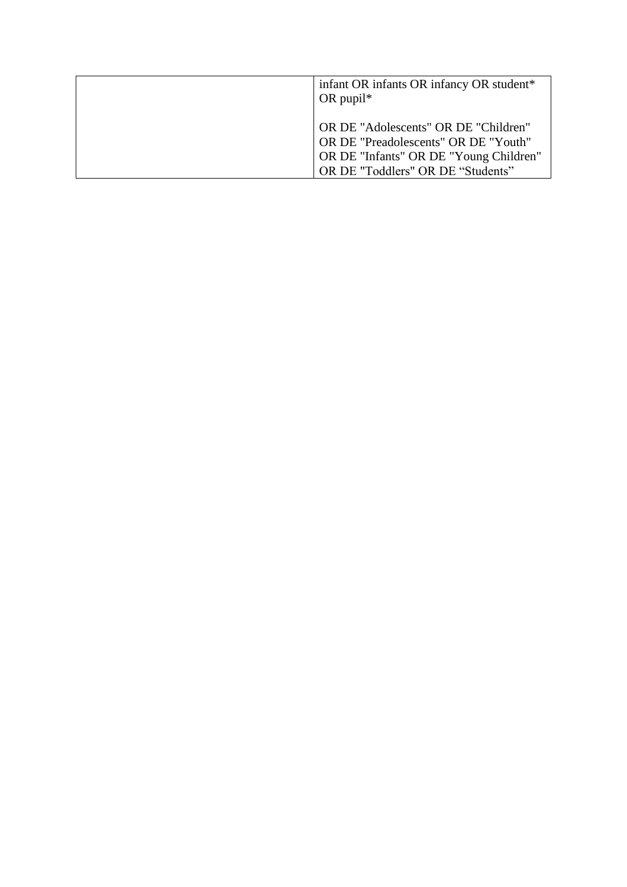| | |
|---|---|
| | infant OR infants OR infancy OR student* OR pupil*<br><br>OR DE "Adolescents" OR DE "Children" OR DE "Preadolescents" OR DE "Youth" OR DE "Infants" OR DE "Young Children" OR DE "Toddlers" OR DE "Students" |